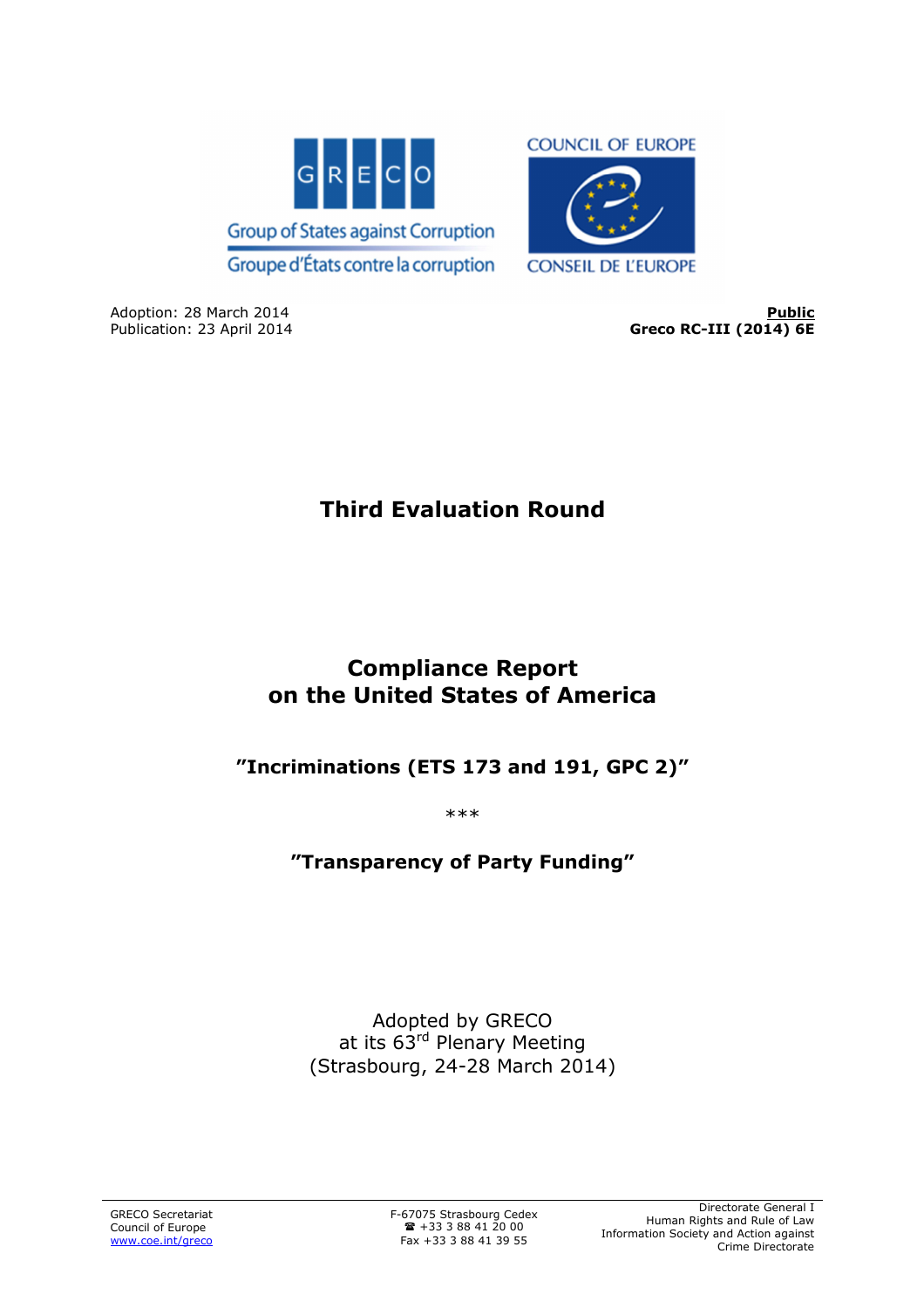GRECO
Group of States against Corruption
Groupe d'États contre la corruption

COUNCIL OF EUROPE
CONSEIL DE L'EUROPE

Adoption: 28 March 2014
Publication: 23 April 2014

**Public**
**Greco RC-III (2014) 6E**

# Third Evaluation Round

# Compliance Report on the United States of America

## "Incriminations (ETS 173 and 191, GPC 2)"

\*\*\*

## "Transparency of Party Funding"

Adopted by GRECO
at its 63rd Plenary Meeting
(Strasbourg, 24-28 March 2014)

GRECO Secretariat
Council of Europe
www.coe.int/greco

F-67075 Strasbourg Cedex
☎ +33 3 88 41 20 00
Fax +33 3 88 41 39 55

Directorate General I
Human Rights and Rule of Law
Information Society and Action against Crime Directorate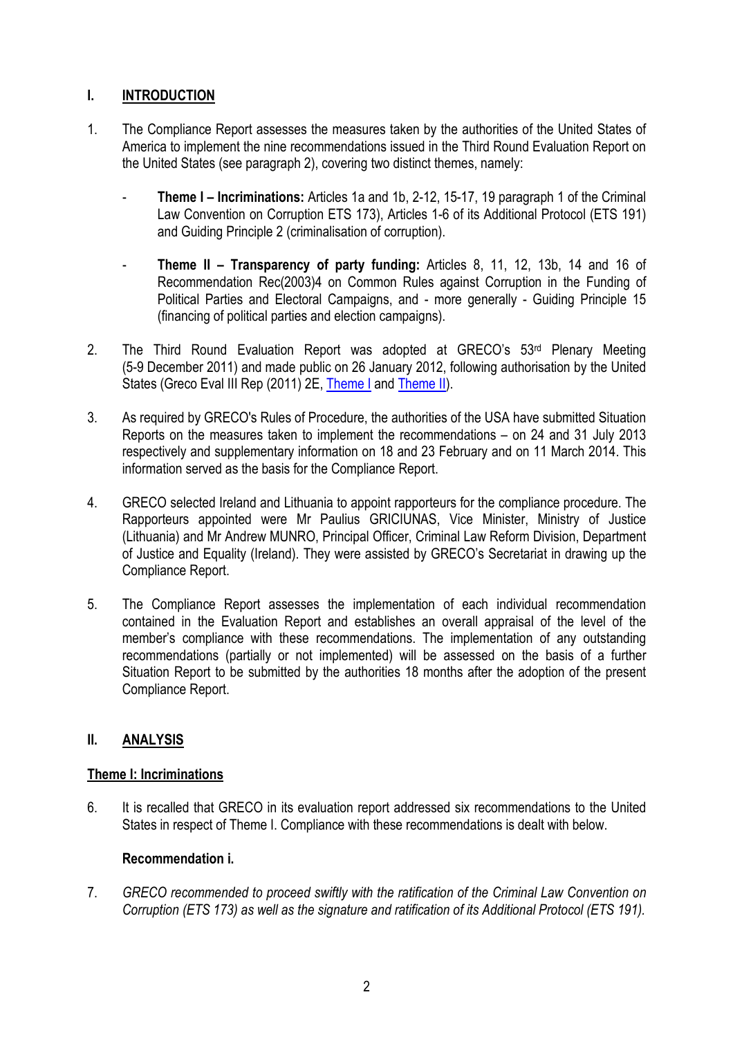## I. INTRODUCTION

1. The Compliance Report assesses the measures taken by the authorities of the United States of America to implement the nine recommendations issued in the Third Round Evaluation Report on the United States (see paragraph 2), covering two distinct themes, namely:

   - **Theme I – Incriminations:** Articles 1a and 1b, 2-12, 15-17, 19 paragraph 1 of the Criminal Law Convention on Corruption ETS 173), Articles 1-6 of its Additional Protocol (ETS 191) and Guiding Principle 2 (criminalisation of corruption).

   - **Theme II – Transparency of party funding:** Articles 8, 11, 12, 13b, 14 and 16 of Recommendation Rec(2003)4 on Common Rules against Corruption in the Funding of Political Parties and Electoral Campaigns, and - more generally - Guiding Principle 15 (financing of political parties and election campaigns).

2. The Third Round Evaluation Report was adopted at GRECO's 53rd Plenary Meeting (5-9 December 2011) and made public on 26 January 2012, following authorisation by the United States (Greco Eval III Rep (2011) 2E, Theme I and Theme II).

3. As required by GRECO's Rules of Procedure, the authorities of the USA have submitted Situation Reports on the measures taken to implement the recommendations – on 24 and 31 July 2013 respectively and supplementary information on 18 and 23 February and on 11 March 2014. This information served as the basis for the Compliance Report.

4. GRECO selected Ireland and Lithuania to appoint rapporteurs for the compliance procedure. The Rapporteurs appointed were Mr Paulius GRICIUNAS, Vice Minister, Ministry of Justice (Lithuania) and Mr Andrew MUNRO, Principal Officer, Criminal Law Reform Division, Department of Justice and Equality (Ireland). They were assisted by GRECO's Secretariat in drawing up the Compliance Report.

5. The Compliance Report assesses the implementation of each individual recommendation contained in the Evaluation Report and establishes an overall appraisal of the level of the member's compliance with these recommendations. The implementation of any outstanding recommendations (partially or not implemented) will be assessed on the basis of a further Situation Report to be submitted by the authorities 18 months after the adoption of the present Compliance Report.

## II. ANALYSIS

### Theme I: Incriminations

6. It is recalled that GRECO in its evaluation report addressed six recommendations to the United States in respect of Theme I. Compliance with these recommendations is dealt with below.

#### Recommendation i.

7. *GRECO recommended to proceed swiftly with the ratification of the Criminal Law Convention on Corruption (ETS 173) as well as the signature and ratification of its Additional Protocol (ETS 191).*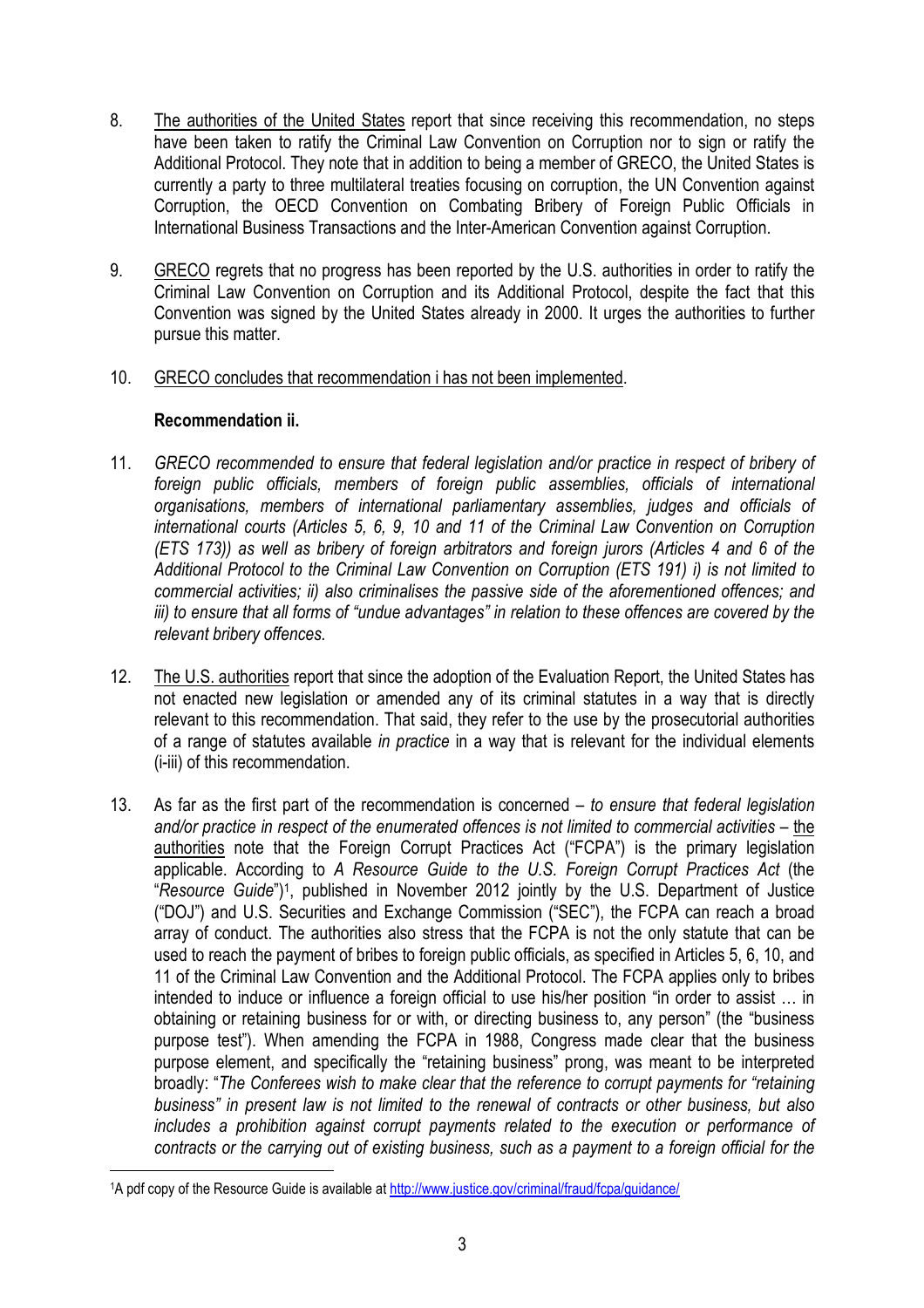8. The authorities of the United States report that since receiving this recommendation, no steps have been taken to ratify the Criminal Law Convention on Corruption nor to sign or ratify the Additional Protocol. They note that in addition to being a member of GRECO, the United States is currently a party to three multilateral treaties focusing on corruption, the UN Convention against Corruption, the OECD Convention on Combating Bribery of Foreign Public Officials in International Business Transactions and the Inter-American Convention against Corruption.

9. GRECO regrets that no progress has been reported by the U.S. authorities in order to ratify the Criminal Law Convention on Corruption and its Additional Protocol, despite the fact that this Convention was signed by the United States already in 2000. It urges the authorities to further pursue this matter.

10. GRECO concludes that recommendation i has not been implemented.

**Recommendation ii.**

11. *GRECO recommended to ensure that federal legislation and/or practice in respect of bribery of foreign public officials, members of foreign public assemblies, officials of international organisations, members of international parliamentary assemblies, judges and officials of international courts (Articles 5, 6, 9, 10 and 11 of the Criminal Law Convention on Corruption (ETS 173)) as well as bribery of foreign arbitrators and foreign jurors (Articles 4 and 6 of the Additional Protocol to the Criminal Law Convention on Corruption (ETS 191) i) is not limited to commercial activities; ii) also criminalises the passive side of the aforementioned offences; and iii) to ensure that all forms of "undue advantages" in relation to these offences are covered by the relevant bribery offences.*

12. The U.S. authorities report that since the adoption of the Evaluation Report, the United States has not enacted new legislation or amended any of its criminal statutes in a way that is directly relevant to this recommendation. That said, they refer to the use by the prosecutorial authorities of a range of statutes available *in practice* in a way that is relevant for the individual elements (i-iii) of this recommendation.

13. As far as the first part of the recommendation is concerned – *to ensure that federal legislation and/or practice in respect of the enumerated offences is not limited to commercial activities* – the authorities note that the Foreign Corrupt Practices Act ("FCPA") is the primary legislation applicable. According to *A Resource Guide to the U.S. Foreign Corrupt Practices Act* (the "*Resource Guide*")[1], published in November 2012 jointly by the U.S. Department of Justice ("DOJ") and U.S. Securities and Exchange Commission ("SEC"), the FCPA can reach a broad array of conduct. The authorities also stress that the FCPA is not the only statute that can be used to reach the payment of bribes to foreign public officials, as specified in Articles 5, 6, 10, and 11 of the Criminal Law Convention and the Additional Protocol. The FCPA applies only to bribes intended to induce or influence a foreign official to use his/her position "in order to assist … in obtaining or retaining business for or with, or directing business to, any person" (the "business purpose test"). When amending the FCPA in 1988, Congress made clear that the business purpose element, and specifically the "retaining business" prong, was meant to be interpreted broadly: "*The Conferees wish to make clear that the reference to corrupt payments for "retaining business" in present law is not limited to the renewal of contracts or other business, but also includes a prohibition against corrupt payments related to the execution or performance of contracts or the carrying out of existing business, such as a payment to a foreign official for the*

[1] A pdf copy of the Resource Guide is available at http://www.justice.gov/criminal/fraud/fcpa/guidance/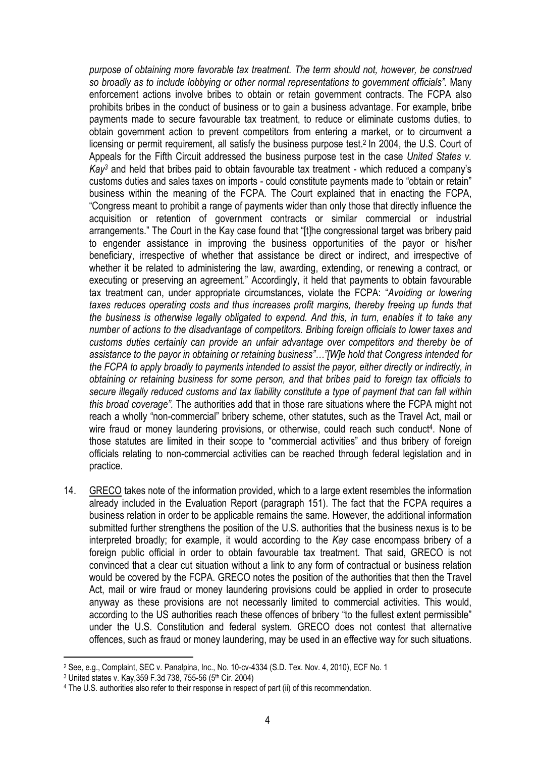*purpose of obtaining more favorable tax treatment. The term should not, however, be construed so broadly as to include lobbying or other normal representations to government officials".* Many enforcement actions involve bribes to obtain or retain government contracts. The FCPA also prohibits bribes in the conduct of business or to gain a business advantage. For example, bribe payments made to secure favourable tax treatment, to reduce or eliminate customs duties, to obtain government action to prevent competitors from entering a market, or to circumvent a licensing or permit requirement, all satisfy the business purpose test.[2] In 2004, the U.S. Court of Appeals for the Fifth Circuit addressed the business purpose test in the case *United States v. Kay*[3] and held that bribes paid to obtain favourable tax treatment - which reduced a company's customs duties and sales taxes on imports - could constitute payments made to "obtain or retain" business within the meaning of the FCPA. The Court explained that in enacting the FCPA, "Congress meant to prohibit a range of payments wider than only those that directly influence the acquisition or retention of government contracts or similar commercial or industrial arrangements." The Court in the Kay case found that "[t]he congressional target was bribery paid to engender assistance in improving the business opportunities of the payor or his/her beneficiary, irrespective of whether that assistance be direct or indirect, and irrespective of whether it be related to administering the law, awarding, extending, or renewing a contract, or executing or preserving an agreement." Accordingly, it held that payments to obtain favourable tax treatment can, under appropriate circumstances, violate the FCPA: "*Avoiding or lowering taxes reduces operating costs and thus increases profit margins, thereby freeing up funds that the business is otherwise legally obligated to expend. And this, in turn, enables it to take any number of actions to the disadvantage of competitors. Bribing foreign officials to lower taxes and customs duties certainly can provide an unfair advantage over competitors and thereby be of assistance to the payor in obtaining or retaining business"…"[W]e hold that Congress intended for the FCPA to apply broadly to payments intended to assist the payor, either directly or indirectly, in obtaining or retaining business for some person, and that bribes paid to foreign tax officials to secure illegally reduced customs and tax liability constitute a type of payment that can fall within this broad coverage".* The authorities add that in those rare situations where the FCPA might not reach a wholly "non-commercial" bribery scheme, other statutes, such as the Travel Act, mail or wire fraud or money laundering provisions, or otherwise, could reach such conduct[4]. None of those statutes are limited in their scope to "commercial activities" and thus bribery of foreign officials relating to non-commercial activities can be reached through federal legislation and in practice.

14. GRECO takes note of the information provided, which to a large extent resembles the information already included in the Evaluation Report (paragraph 151). The fact that the FCPA requires a business relation in order to be applicable remains the same. However, the additional information submitted further strengthens the position of the U.S. authorities that the business nexus is to be interpreted broadly; for example, it would according to the *Kay* case encompass bribery of a foreign public official in order to obtain favourable tax treatment. That said, GRECO is not convinced that a clear cut situation without a link to any form of contractual or business relation would be covered by the FCPA. GRECO notes the position of the authorities that then the Travel Act, mail or wire fraud or money laundering provisions could be applied in order to prosecute anyway as these provisions are not necessarily limited to commercial activities. This would, according to the US authorities reach these offences of bribery "to the fullest extent permissible" under the U.S. Constitution and federal system. GRECO does not contest that alternative offences, such as fraud or money laundering, may be used in an effective way for such situations.

---

[2] See, e.g., Complaint, SEC v. Panalpina, Inc., No. 10-cv-4334 (S.D. Tex. Nov. 4, 2010), ECF No. 1

[3] United states v. Kay,359 F.3d 738, 755-56 (5th Cir. 2004)

[4] The U.S. authorities also refer to their response in respect of part (ii) of this recommendation.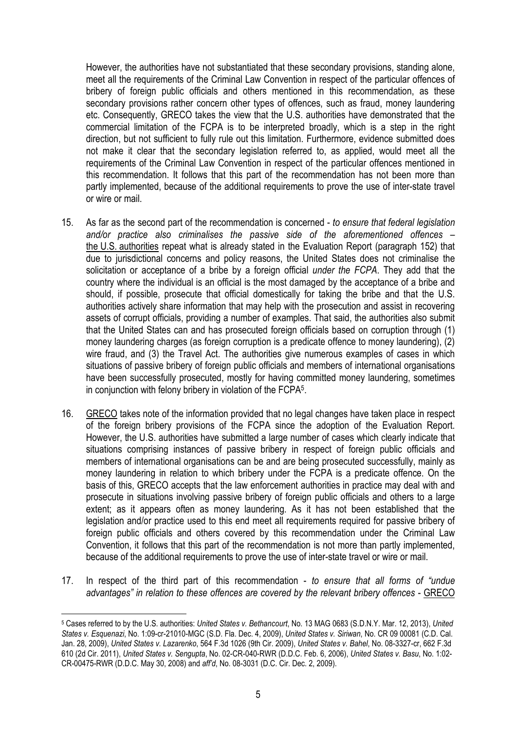However, the authorities have not substantiated that these secondary provisions, standing alone, meet all the requirements of the Criminal Law Convention in respect of the particular offences of bribery of foreign public officials and others mentioned in this recommendation, as these secondary provisions rather concern other types of offences, such as fraud, money laundering etc. Consequently, GRECO takes the view that the U.S. authorities have demonstrated that the commercial limitation of the FCPA is to be interpreted broadly, which is a step in the right direction, but not sufficient to fully rule out this limitation. Furthermore, evidence submitted does not make it clear that the secondary legislation referred to, as applied, would meet all the requirements of the Criminal Law Convention in respect of the particular offences mentioned in this recommendation. It follows that this part of the recommendation has not been more than partly implemented, because of the additional requirements to prove the use of inter-state travel or wire or mail.

15. As far as the second part of the recommendation is concerned - *to ensure that federal legislation and/or practice also criminalises the passive side of the aforementioned offences* – <u>the U.S. authorities</u> repeat what is already stated in the Evaluation Report (paragraph 152) that due to jurisdictional concerns and policy reasons, the United States does not criminalise the solicitation or acceptance of a bribe by a foreign official *under the FCPA*. They add that the country where the individual is an official is the most damaged by the acceptance of a bribe and should, if possible, prosecute that official domestically for taking the bribe and that the U.S. authorities actively share information that may help with the prosecution and assist in recovering assets of corrupt officials, providing a number of examples. That said, the authorities also submit that the United States can and has prosecuted foreign officials based on corruption through (1) money laundering charges (as foreign corruption is a predicate offence to money laundering), (2) wire fraud, and (3) the Travel Act. The authorities give numerous examples of cases in which situations of passive bribery of foreign public officials and members of international organisations have been successfully prosecuted, mostly for having committed money laundering, sometimes in conjunction with felony bribery in violation of the FCPA[5].

16. <u>GRECO</u> takes note of the information provided that no legal changes have taken place in respect of the foreign bribery provisions of the FCPA since the adoption of the Evaluation Report. However, the U.S. authorities have submitted a large number of cases which clearly indicate that situations comprising instances of passive bribery in respect of foreign public officials and members of international organisations can be and are being prosecuted successfully, mainly as money laundering in relation to which bribery under the FCPA is a predicate offence. On the basis of this, GRECO accepts that the law enforcement authorities in practice may deal with and prosecute in situations involving passive bribery of foreign public officials and others to a large extent; as it appears often as money laundering. As it has not been established that the legislation and/or practice used to this end meet all requirements required for passive bribery of foreign public officials and others covered by this recommendation under the Criminal Law Convention, it follows that this part of the recommendation is not more than partly implemented, because of the additional requirements to prove the use of inter-state travel or wire or mail.

17. In respect of the third part of this recommendation - *to ensure that all forms of "undue advantages" in relation to these offences are covered by the relevant bribery offences* - <u>GRECO</u>

---

[5] Cases referred to by the U.S. authorities: *United States v. Bethancourt*, No. 13 MAG 0683 (S.D.N.Y. Mar. 12, 2013), *United States v. Esquenazi*, No. 1:09-cr-21010-MGC (S.D. Fla. Dec. 4, 2009), *United States v. Siriwan*, No. CR 09 00081 (C.D. Cal. Jan. 28, 2009), *United States v. Lazarenko*, 564 F.3d 1026 (9th Cir. 2009), *United States v. Bahel*, No. 08-3327-cr, 662 F.3d 610 (2d Cir. 2011), *United States v. Sengupta*, No. 02-CR-040-RWR (D.D.C. Feb. 6, 2006), *United States v. Basu*, No. 1:02-CR-00475-RWR (D.D.C. May 30, 2008) and *aff'd*, No. 08-3031 (D.C. Cir. Dec. 2, 2009).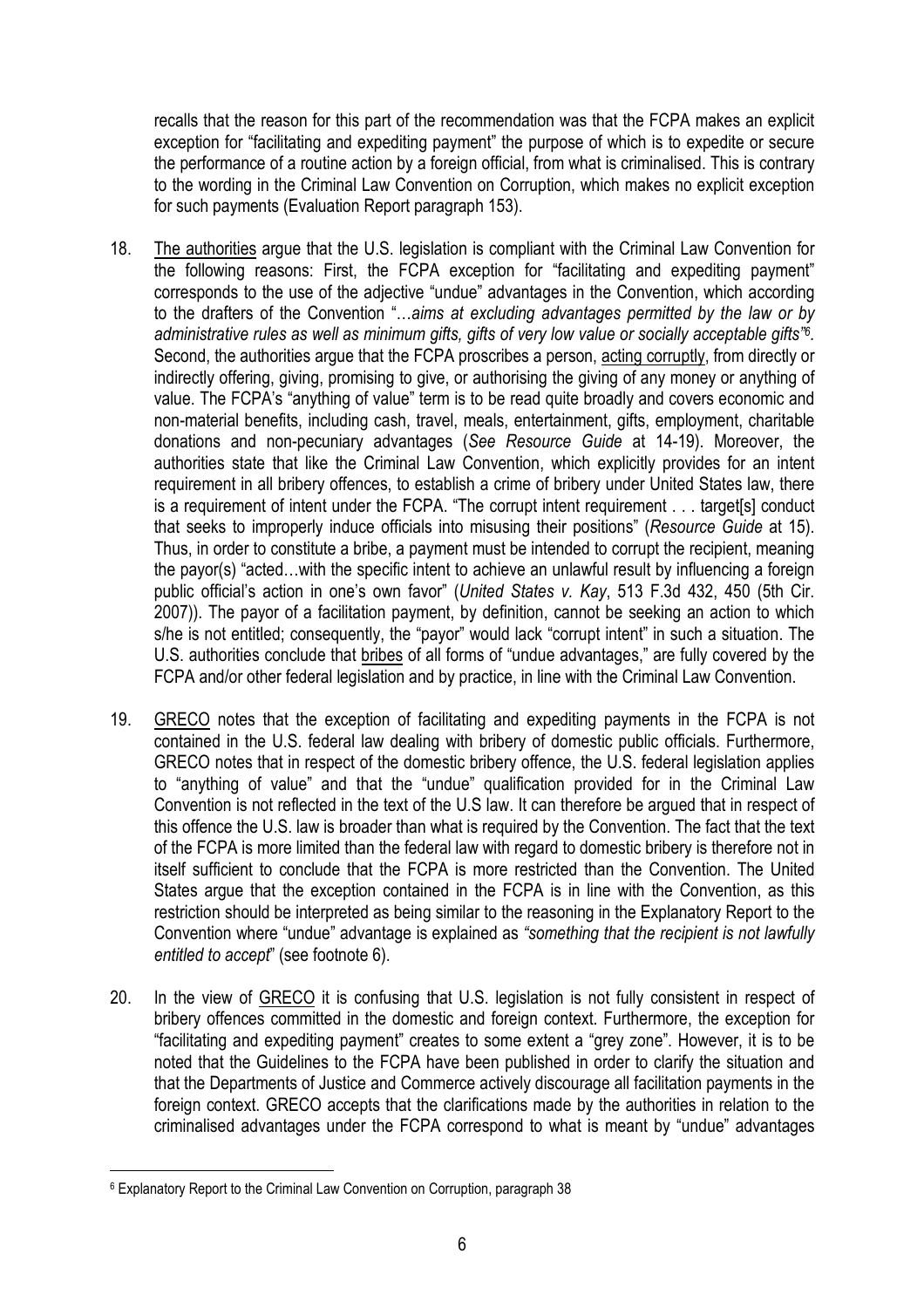recalls that the reason for this part of the recommendation was that the FCPA makes an explicit exception for "facilitating and expediting payment" the purpose of which is to expedite or secure the performance of a routine action by a foreign official, from what is criminalised. This is contrary to the wording in the Criminal Law Convention on Corruption, which makes no explicit exception for such payments (Evaluation Report paragraph 153).

18. The authorities argue that the U.S. legislation is compliant with the Criminal Law Convention for the following reasons: First, the FCPA exception for "facilitating and expediting payment" corresponds to the use of the adjective "undue" advantages in the Convention, which according to the drafters of the Convention "…*aims at excluding advantages permitted by the law or by administrative rules as well as minimum gifts, gifts of very low value or socially acceptable gifts*"[6]. Second, the authorities argue that the FCPA proscribes a person, acting corruptly, from directly or indirectly offering, giving, promising to give, or authorising the giving of any money or anything of value. The FCPA's "anything of value" term is to be read quite broadly and covers economic and non-material benefits, including cash, travel, meals, entertainment, gifts, employment, charitable donations and non-pecuniary advantages (*See Resource Guide* at 14-19). Moreover, the authorities state that like the Criminal Law Convention, which explicitly provides for an intent requirement in all bribery offences, to establish a crime of bribery under United States law, there is a requirement of intent under the FCPA. "The corrupt intent requirement . . . target[s] conduct that seeks to improperly induce officials into misusing their positions" (*Resource Guide* at 15). Thus, in order to constitute a bribe, a payment must be intended to corrupt the recipient, meaning the payor(s) "acted…with the specific intent to achieve an unlawful result by influencing a foreign public official's action in one's own favor" (*United States v. Kay*, 513 F.3d 432, 450 (5th Cir. 2007)). The payor of a facilitation payment, by definition, cannot be seeking an action to which s/he is not entitled; consequently, the "payor" would lack "corrupt intent" in such a situation. The U.S. authorities conclude that bribes of all forms of "undue advantages," are fully covered by the FCPA and/or other federal legislation and by practice, in line with the Criminal Law Convention.

19. GRECO notes that the exception of facilitating and expediting payments in the FCPA is not contained in the U.S. federal law dealing with bribery of domestic public officials. Furthermore, GRECO notes that in respect of the domestic bribery offence, the U.S. federal legislation applies to "anything of value" and that the "undue" qualification provided for in the Criminal Law Convention is not reflected in the text of the U.S law. It can therefore be argued that in respect of this offence the U.S. law is broader than what is required by the Convention. The fact that the text of the FCPA is more limited than the federal law with regard to domestic bribery is therefore not in itself sufficient to conclude that the FCPA is more restricted than the Convention. The United States argue that the exception contained in the FCPA is in line with the Convention, as this restriction should be interpreted as being similar to the reasoning in the Explanatory Report to the Convention where "undue" advantage is explained as *"something that the recipient is not lawfully entitled to accept*" (see footnote 6).

20. In the view of GRECO it is confusing that U.S. legislation is not fully consistent in respect of bribery offences committed in the domestic and foreign context. Furthermore, the exception for "facilitating and expediting payment" creates to some extent a "grey zone". However, it is to be noted that the Guidelines to the FCPA have been published in order to clarify the situation and that the Departments of Justice and Commerce actively discourage all facilitation payments in the foreign context. GRECO accepts that the clarifications made by the authorities in relation to the criminalised advantages under the FCPA correspond to what is meant by "undue" advantages

[6] Explanatory Report to the Criminal Law Convention on Corruption, paragraph 38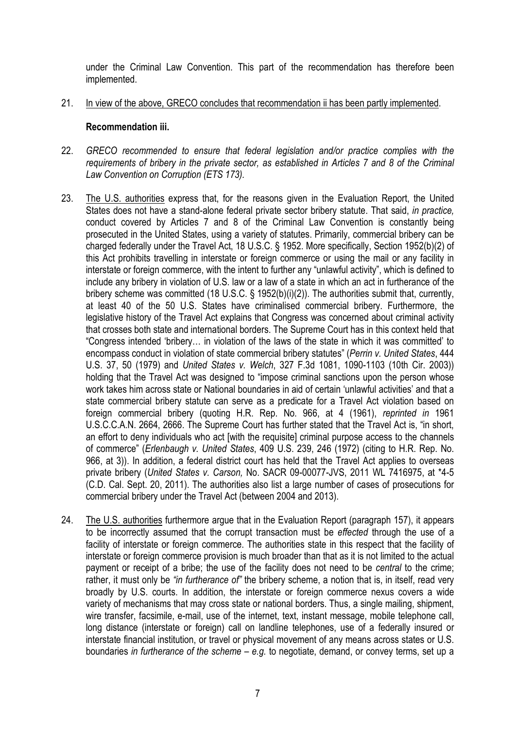under the Criminal Law Convention. This part of the recommendation has therefore been implemented.

21. In view of the above, GRECO concludes that recommendation ii has been partly implemented.

**Recommendation iii.**

22. *GRECO recommended to ensure that federal legislation and/or practice complies with the requirements of bribery in the private sector, as established in Articles 7 and 8 of the Criminal Law Convention on Corruption (ETS 173).*

23. The U.S. authorities express that, for the reasons given in the Evaluation Report, the United States does not have a stand-alone federal private sector bribery statute. That said, *in practice,* conduct covered by Articles 7 and 8 of the Criminal Law Convention is constantly being prosecuted in the United States, using a variety of statutes. Primarily, commercial bribery can be charged federally under the Travel Act, 18 U.S.C. § 1952. More specifically, Section 1952(b)(2) of this Act prohibits travelling in interstate or foreign commerce or using the mail or any facility in interstate or foreign commerce, with the intent to further any "unlawful activity", which is defined to include any bribery in violation of U.S. law or a law of a state in which an act in furtherance of the bribery scheme was committed (18 U.S.C. § 1952(b)(i)(2)). The authorities submit that, currently, at least 40 of the 50 U.S. States have criminalised commercial bribery. Furthermore, the legislative history of the Travel Act explains that Congress was concerned about criminal activity that crosses both state and international borders. The Supreme Court has in this context held that "Congress intended 'bribery… in violation of the laws of the state in which it was committed' to encompass conduct in violation of state commercial bribery statutes" (*Perrin v. United States*, 444 U.S. 37, 50 (1979) and *United States v. Welch*, 327 F.3d 1081, 1090-1103 (10th Cir. 2003)) holding that the Travel Act was designed to "impose criminal sanctions upon the person whose work takes him across state or National boundaries in aid of certain 'unlawful activities' and that a state commercial bribery statute can serve as a predicate for a Travel Act violation based on foreign commercial bribery (quoting H.R. Rep. No. 966, at 4 (1961), *reprinted in* 1961 U.S.C.C.A.N. 2664, 2666. The Supreme Court has further stated that the Travel Act is, "in short, an effort to deny individuals who act [with the requisite] criminal purpose access to the channels of commerce" (*Erlenbaugh v. United States*, 409 U.S. 239, 246 (1972) (citing to H.R. Rep. No. 966, at 3)). In addition, a federal district court has held that the Travel Act applies to overseas private bribery (*United States v. Carson,* No. SACR 09-00077-JVS, 2011 WL 7416975, at *4-5 (C.D. Cal. Sept. 20, 2011). The authorities also list a large number of cases of prosecutions for commercial bribery under the Travel Act (between 2004 and 2013).

24. The U.S. authorities furthermore argue that in the Evaluation Report (paragraph 157), it appears to be incorrectly assumed that the corrupt transaction must be *effected* through the use of a facility of interstate or foreign commerce. The authorities state in this respect that the facility of interstate or foreign commerce provision is much broader than that as it is not limited to the actual payment or receipt of a bribe; the use of the facility does not need to be *central* to the crime; rather, it must only be *"in furtherance of"* the bribery scheme, a notion that is, in itself, read very broadly by U.S. courts. In addition, the interstate or foreign commerce nexus covers a wide variety of mechanisms that may cross state or national borders. Thus, a single mailing, shipment, wire transfer, facsimile, e-mail, use of the internet, text, instant message, mobile telephone call, long distance (interstate or foreign) call on landline telephones, use of a federally insured or interstate financial institution, or travel or physical movement of any means across states or U.S. boundaries *in furtherance of the scheme – e.g.* to negotiate, demand, or convey terms, set up a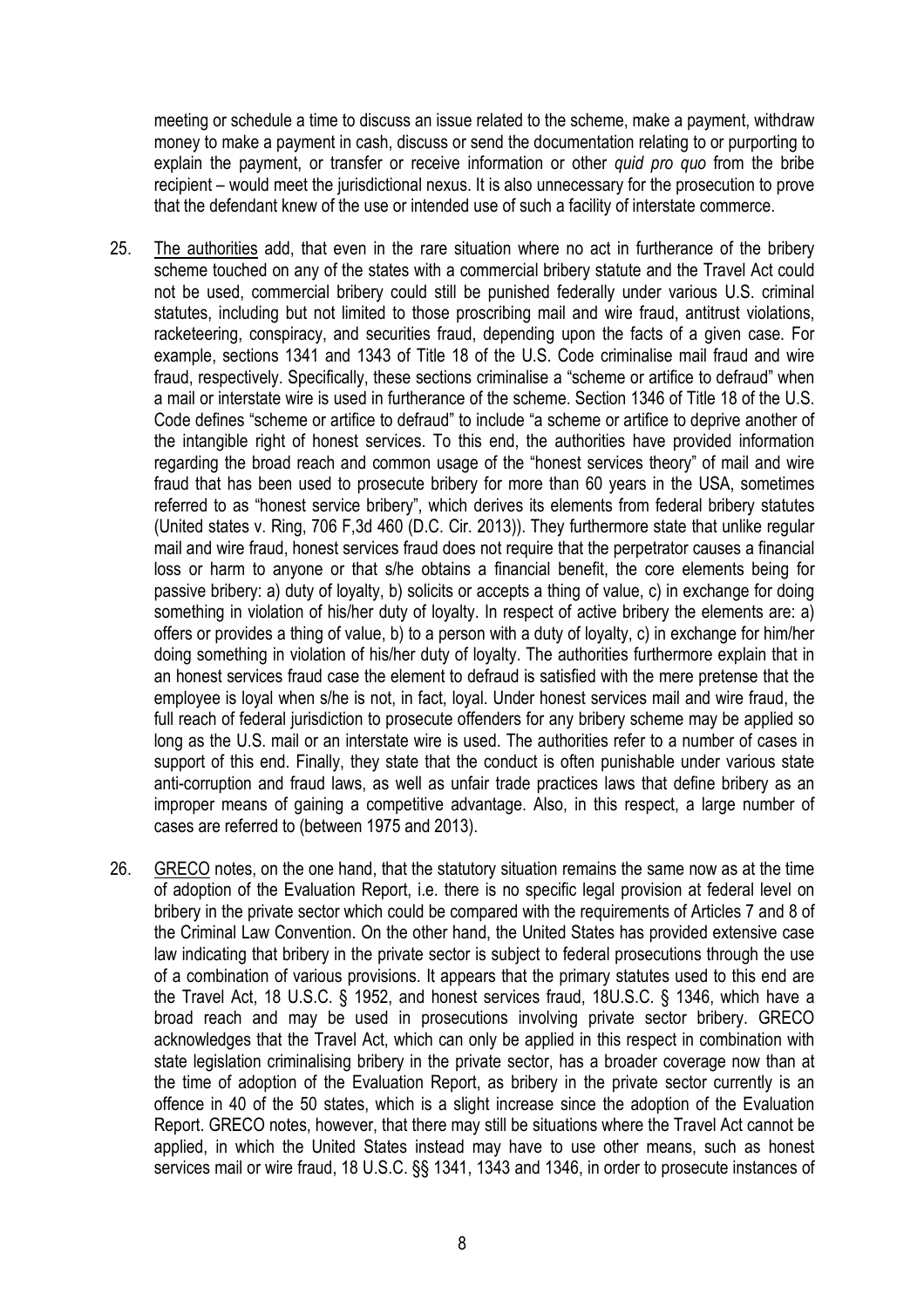meeting or schedule a time to discuss an issue related to the scheme, make a payment, withdraw money to make a payment in cash, discuss or send the documentation relating to or purporting to explain the payment, or transfer or receive information or other *quid pro quo* from the bribe recipient – would meet the jurisdictional nexus. It is also unnecessary for the prosecution to prove that the defendant knew of the use or intended use of such a facility of interstate commerce.

25. The authorities add, that even in the rare situation where no act in furtherance of the bribery scheme touched on any of the states with a commercial bribery statute and the Travel Act could not be used, commercial bribery could still be punished federally under various U.S. criminal statutes, including but not limited to those proscribing mail and wire fraud, antitrust violations, racketeering, conspiracy, and securities fraud, depending upon the facts of a given case. For example, sections 1341 and 1343 of Title 18 of the U.S. Code criminalise mail fraud and wire fraud, respectively. Specifically, these sections criminalise a "scheme or artifice to defraud" when a mail or interstate wire is used in furtherance of the scheme. Section 1346 of Title 18 of the U.S. Code defines "scheme or artifice to defraud" to include "a scheme or artifice to deprive another of the intangible right of honest services. To this end, the authorities have provided information regarding the broad reach and common usage of the "honest services theory" of mail and wire fraud that has been used to prosecute bribery for more than 60 years in the USA, sometimes referred to as "honest service bribery", which derives its elements from federal bribery statutes (United states v. Ring, 706 F,3d 460 (D.C. Cir. 2013)). They furthermore state that unlike regular mail and wire fraud, honest services fraud does not require that the perpetrator causes a financial loss or harm to anyone or that s/he obtains a financial benefit, the core elements being for passive bribery: a) duty of loyalty, b) solicits or accepts a thing of value, c) in exchange for doing something in violation of his/her duty of loyalty. In respect of active bribery the elements are: a) offers or provides a thing of value, b) to a person with a duty of loyalty, c) in exchange for him/her doing something in violation of his/her duty of loyalty. The authorities furthermore explain that in an honest services fraud case the element to defraud is satisfied with the mere pretense that the employee is loyal when s/he is not, in fact, loyal. Under honest services mail and wire fraud, the full reach of federal jurisdiction to prosecute offenders for any bribery scheme may be applied so long as the U.S. mail or an interstate wire is used. The authorities refer to a number of cases in support of this end. Finally, they state that the conduct is often punishable under various state anti-corruption and fraud laws, as well as unfair trade practices laws that define bribery as an improper means of gaining a competitive advantage. Also, in this respect, a large number of cases are referred to (between 1975 and 2013).

26. GRECO notes, on the one hand, that the statutory situation remains the same now as at the time of adoption of the Evaluation Report, i.e. there is no specific legal provision at federal level on bribery in the private sector which could be compared with the requirements of Articles 7 and 8 of the Criminal Law Convention. On the other hand, the United States has provided extensive case law indicating that bribery in the private sector is subject to federal prosecutions through the use of a combination of various provisions. It appears that the primary statutes used to this end are the Travel Act, 18 U.S.C. § 1952, and honest services fraud, 18U.S.C. § 1346, which have a broad reach and may be used in prosecutions involving private sector bribery. GRECO acknowledges that the Travel Act, which can only be applied in this respect in combination with state legislation criminalising bribery in the private sector, has a broader coverage now than at the time of adoption of the Evaluation Report, as bribery in the private sector currently is an offence in 40 of the 50 states, which is a slight increase since the adoption of the Evaluation Report. GRECO notes, however, that there may still be situations where the Travel Act cannot be applied, in which the United States instead may have to use other means, such as honest services mail or wire fraud, 18 U.S.C. §§ 1341, 1343 and 1346, in order to prosecute instances of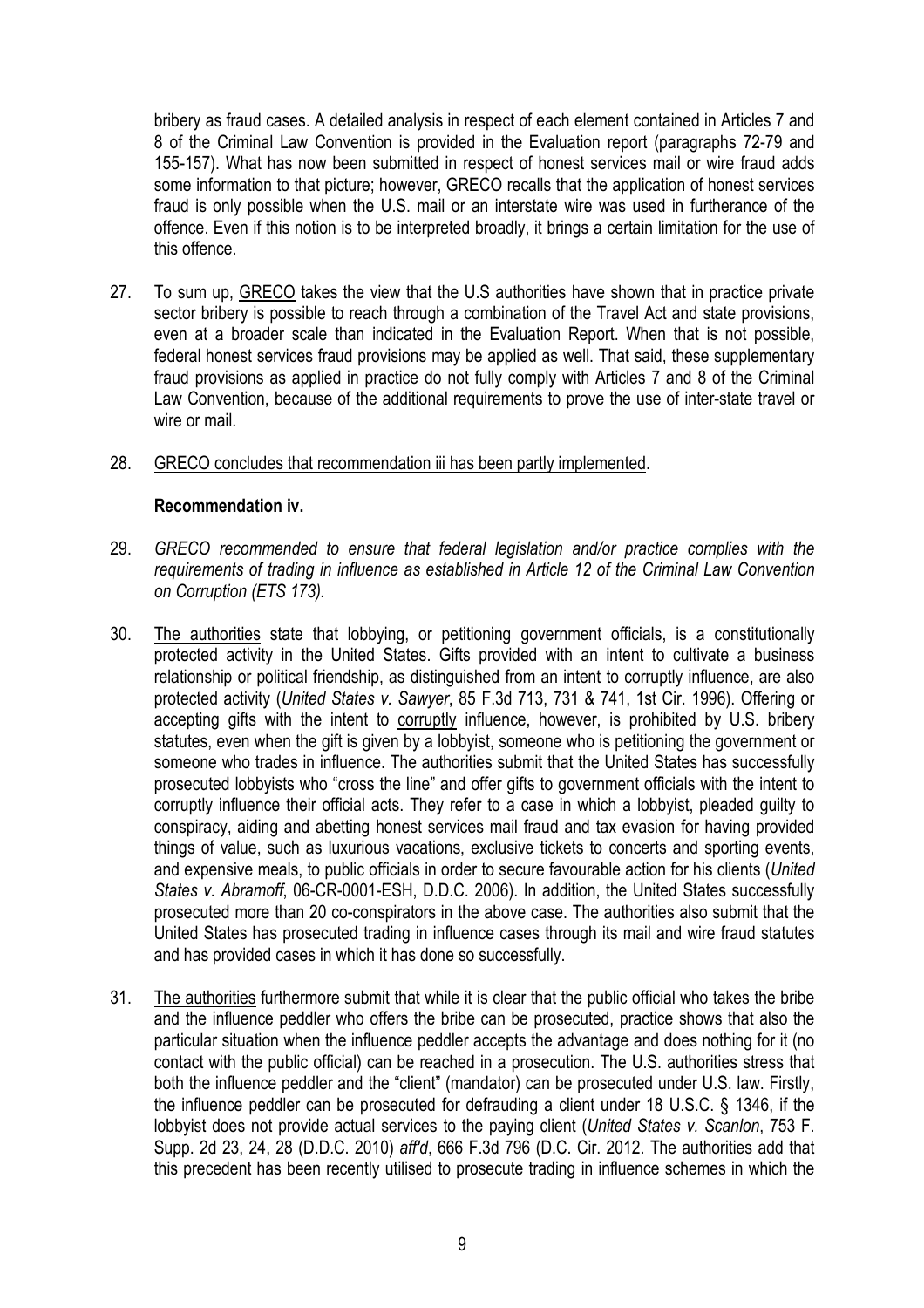bribery as fraud cases. A detailed analysis in respect of each element contained in Articles 7 and 8 of the Criminal Law Convention is provided in the Evaluation report (paragraphs 72-79 and 155-157). What has now been submitted in respect of honest services mail or wire fraud adds some information to that picture; however, GRECO recalls that the application of honest services fraud is only possible when the U.S. mail or an interstate wire was used in furtherance of the offence. Even if this notion is to be interpreted broadly, it brings a certain limitation for the use of this offence.

27. To sum up, GRECO takes the view that the U.S authorities have shown that in practice private sector bribery is possible to reach through a combination of the Travel Act and state provisions, even at a broader scale than indicated in the Evaluation Report. When that is not possible, federal honest services fraud provisions may be applied as well. That said, these supplementary fraud provisions as applied in practice do not fully comply with Articles 7 and 8 of the Criminal Law Convention, because of the additional requirements to prove the use of inter-state travel or wire or mail.

28. GRECO concludes that recommendation iii has been partly implemented.

**Recommendation iv.**

29. *GRECO recommended to ensure that federal legislation and/or practice complies with the requirements of trading in influence as established in Article 12 of the Criminal Law Convention on Corruption (ETS 173).*

30. The authorities state that lobbying, or petitioning government officials, is a constitutionally protected activity in the United States. Gifts provided with an intent to cultivate a business relationship or political friendship, as distinguished from an intent to corruptly influence, are also protected activity (*United States v. Sawyer*, 85 F.3d 713, 731 & 741, 1st Cir. 1996). Offering or accepting gifts with the intent to corruptly influence, however, is prohibited by U.S. bribery statutes, even when the gift is given by a lobbyist, someone who is petitioning the government or someone who trades in influence. The authorities submit that the United States has successfully prosecuted lobbyists who "cross the line" and offer gifts to government officials with the intent to corruptly influence their official acts. They refer to a case in which a lobbyist, pleaded guilty to conspiracy, aiding and abetting honest services mail fraud and tax evasion for having provided things of value, such as luxurious vacations, exclusive tickets to concerts and sporting events, and expensive meals, to public officials in order to secure favourable action for his clients (*United States v. Abramoff*, 06-CR-0001-ESH, D.D.C. 2006). In addition, the United States successfully prosecuted more than 20 co-conspirators in the above case. The authorities also submit that the United States has prosecuted trading in influence cases through its mail and wire fraud statutes and has provided cases in which it has done so successfully.

31. The authorities furthermore submit that while it is clear that the public official who takes the bribe and the influence peddler who offers the bribe can be prosecuted, practice shows that also the particular situation when the influence peddler accepts the advantage and does nothing for it (no contact with the public official) can be reached in a prosecution. The U.S. authorities stress that both the influence peddler and the "client" (mandator) can be prosecuted under U.S. law. Firstly, the influence peddler can be prosecuted for defrauding a client under 18 U.S.C. § 1346, if the lobbyist does not provide actual services to the paying client (*United States v. Scanlon*, 753 F. Supp. 2d 23, 24, 28 (D.D.C. 2010) *aff'd*, 666 F.3d 796 (D.C. Cir. 2012. The authorities add that this precedent has been recently utilised to prosecute trading in influence schemes in which the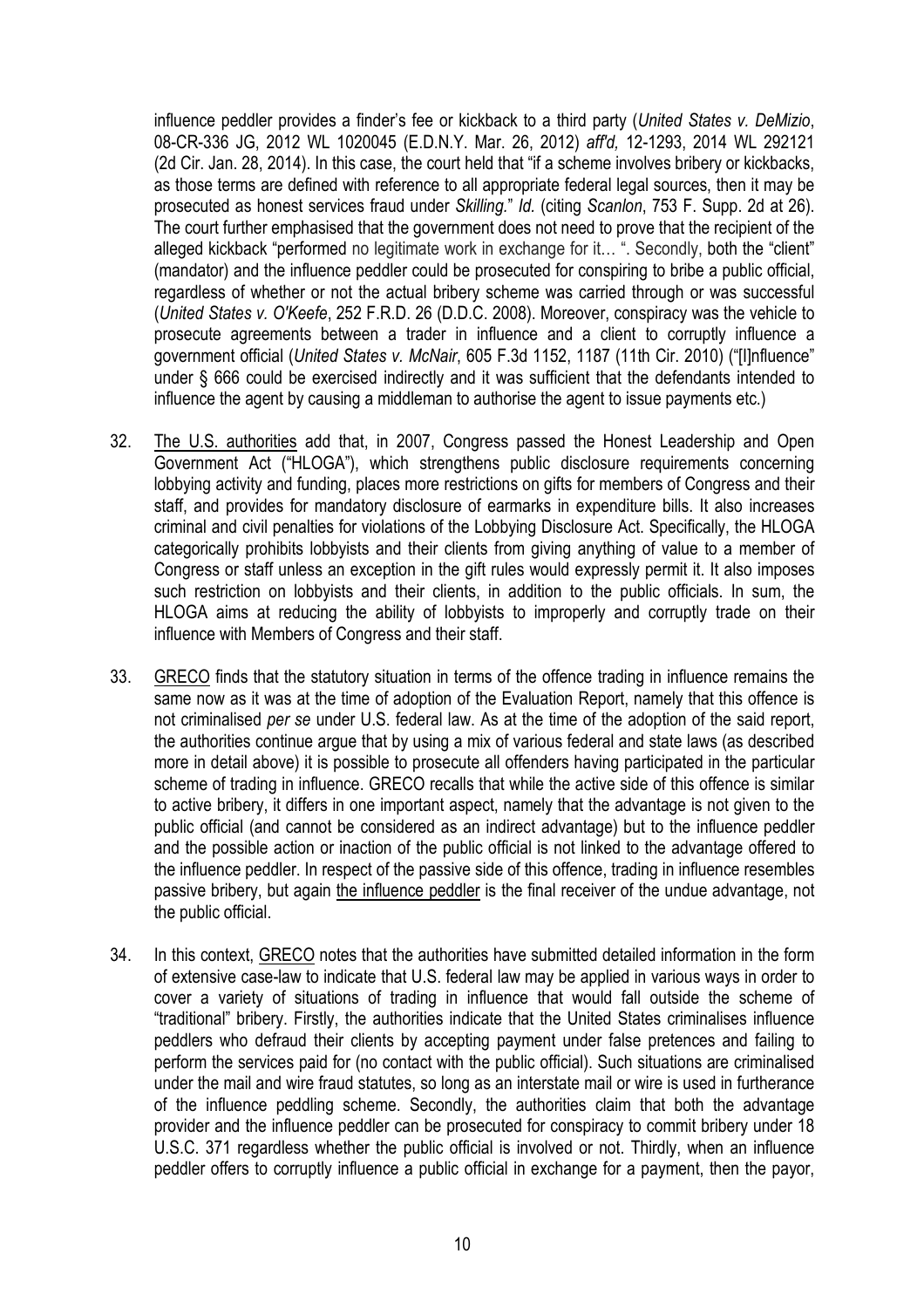influence peddler provides a finder's fee or kickback to a third party (*United States v. DeMizio*, 08-CR-336 JG, 2012 WL 1020045 (E.D.N.Y. Mar. 26, 2012) *aff'd,* 12-1293, 2014 WL 292121 (2d Cir. Jan. 28, 2014). In this case, the court held that "if a scheme involves bribery or kickbacks, as those terms are defined with reference to all appropriate federal legal sources, then it may be prosecuted as honest services fraud under *Skilling.*" *Id.* (citing *Scanlon*, 753 F. Supp. 2d at 26). The court further emphasised that the government does not need to prove that the recipient of the alleged kickback "performed no legitimate work in exchange for it… ". Secondly, both the "client" (mandator) and the influence peddler could be prosecuted for conspiring to bribe a public official, regardless of whether or not the actual bribery scheme was carried through or was successful (*United States v. O'Keefe*, 252 F.R.D. 26 (D.D.C. 2008). Moreover, conspiracy was the vehicle to prosecute agreements between a trader in influence and a client to corruptly influence a government official (*United States v. McNair*, 605 F.3d 1152, 1187 (11th Cir. 2010) ("[I]nfluence" under § 666 could be exercised indirectly and it was sufficient that the defendants intended to influence the agent by causing a middleman to authorise the agent to issue payments etc.)

32. The U.S. authorities add that, in 2007, Congress passed the Honest Leadership and Open Government Act ("HLOGA"), which strengthens public disclosure requirements concerning lobbying activity and funding, places more restrictions on gifts for members of Congress and their staff, and provides for mandatory disclosure of earmarks in expenditure bills. It also increases criminal and civil penalties for violations of the Lobbying Disclosure Act. Specifically, the HLOGA categorically prohibits lobbyists and their clients from giving anything of value to a member of Congress or staff unless an exception in the gift rules would expressly permit it. It also imposes such restriction on lobbyists and their clients, in addition to the public officials. In sum, the HLOGA aims at reducing the ability of lobbyists to improperly and corruptly trade on their influence with Members of Congress and their staff.

33. GRECO finds that the statutory situation in terms of the offence trading in influence remains the same now as it was at the time of adoption of the Evaluation Report, namely that this offence is not criminalised *per se* under U.S. federal law. As at the time of the adoption of the said report, the authorities continue argue that by using a mix of various federal and state laws (as described more in detail above) it is possible to prosecute all offenders having participated in the particular scheme of trading in influence. GRECO recalls that while the active side of this offence is similar to active bribery, it differs in one important aspect, namely that the advantage is not given to the public official (and cannot be considered as an indirect advantage) but to the influence peddler and the possible action or inaction of the public official is not linked to the advantage offered to the influence peddler. In respect of the passive side of this offence, trading in influence resembles passive bribery, but again the influence peddler is the final receiver of the undue advantage, not the public official.

34. In this context, GRECO notes that the authorities have submitted detailed information in the form of extensive case-law to indicate that U.S. federal law may be applied in various ways in order to cover a variety of situations of trading in influence that would fall outside the scheme of "traditional" bribery. Firstly, the authorities indicate that the United States criminalises influence peddlers who defraud their clients by accepting payment under false pretences and failing to perform the services paid for (no contact with the public official). Such situations are criminalised under the mail and wire fraud statutes, so long as an interstate mail or wire is used in furtherance of the influence peddling scheme. Secondly, the authorities claim that both the advantage provider and the influence peddler can be prosecuted for conspiracy to commit bribery under 18 U.S.C. 371 regardless whether the public official is involved or not. Thirdly, when an influence peddler offers to corruptly influence a public official in exchange for a payment, then the payor,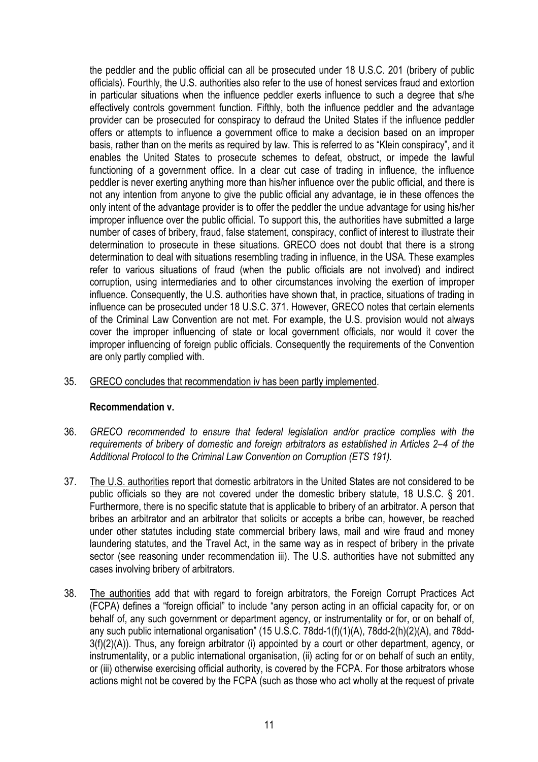the peddler and the public official can all be prosecuted under 18 U.S.C. 201 (bribery of public officials). Fourthly, the U.S. authorities also refer to the use of honest services fraud and extortion in particular situations when the influence peddler exerts influence to such a degree that s/he effectively controls government function. Fifthly, both the influence peddler and the advantage provider can be prosecuted for conspiracy to defraud the United States if the influence peddler offers or attempts to influence a government office to make a decision based on an improper basis, rather than on the merits as required by law. This is referred to as "Klein conspiracy", and it enables the United States to prosecute schemes to defeat, obstruct, or impede the lawful functioning of a government office. In a clear cut case of trading in influence, the influence peddler is never exerting anything more than his/her influence over the public official, and there is not any intention from anyone to give the public official any advantage, ie in these offences the only intent of the advantage provider is to offer the peddler the undue advantage for using his/her improper influence over the public official. To support this, the authorities have submitted a large number of cases of bribery, fraud, false statement, conspiracy, conflict of interest to illustrate their determination to prosecute in these situations. GRECO does not doubt that there is a strong determination to deal with situations resembling trading in influence, in the USA. These examples refer to various situations of fraud (when the public officials are not involved) and indirect corruption, using intermediaries and to other circumstances involving the exertion of improper influence. Consequently, the U.S. authorities have shown that, in practice, situations of trading in influence can be prosecuted under 18 U.S.C. 371. However, GRECO notes that certain elements of the Criminal Law Convention are not met. For example, the U.S. provision would not always cover the improper influencing of state or local government officials, nor would it cover the improper influencing of foreign public officials. Consequently the requirements of the Convention are only partly complied with.

35. GRECO concludes that recommendation iv has been partly implemented.

**Recommendation v.**

36. *GRECO recommended to ensure that federal legislation and/or practice complies with the requirements of bribery of domestic and foreign arbitrators as established in Articles 2–4 of the Additional Protocol to the Criminal Law Convention on Corruption (ETS 191).*

37. The U.S. authorities report that domestic arbitrators in the United States are not considered to be public officials so they are not covered under the domestic bribery statute, 18 U.S.C. § 201. Furthermore, there is no specific statute that is applicable to bribery of an arbitrator. A person that bribes an arbitrator and an arbitrator that solicits or accepts a bribe can, however, be reached under other statutes including state commercial bribery laws, mail and wire fraud and money laundering statutes, and the Travel Act, in the same way as in respect of bribery in the private sector (see reasoning under recommendation iii). The U.S. authorities have not submitted any cases involving bribery of arbitrators.

38. The authorities add that with regard to foreign arbitrators, the Foreign Corrupt Practices Act (FCPA) defines a "foreign official" to include "any person acting in an official capacity for, or on behalf of, any such government or department agency, or instrumentality or for, or on behalf of, any such public international organisation" (15 U.S.C. 78dd-1(f)(1)(A), 78dd-2(h)(2)(A), and 78dd-3(f)(2)(A)). Thus, any foreign arbitrator (i) appointed by a court or other department, agency, or instrumentality, or a public international organisation, (ii) acting for or on behalf of such an entity, or (iii) otherwise exercising official authority, is covered by the FCPA. For those arbitrators whose actions might not be covered by the FCPA (such as those who act wholly at the request of private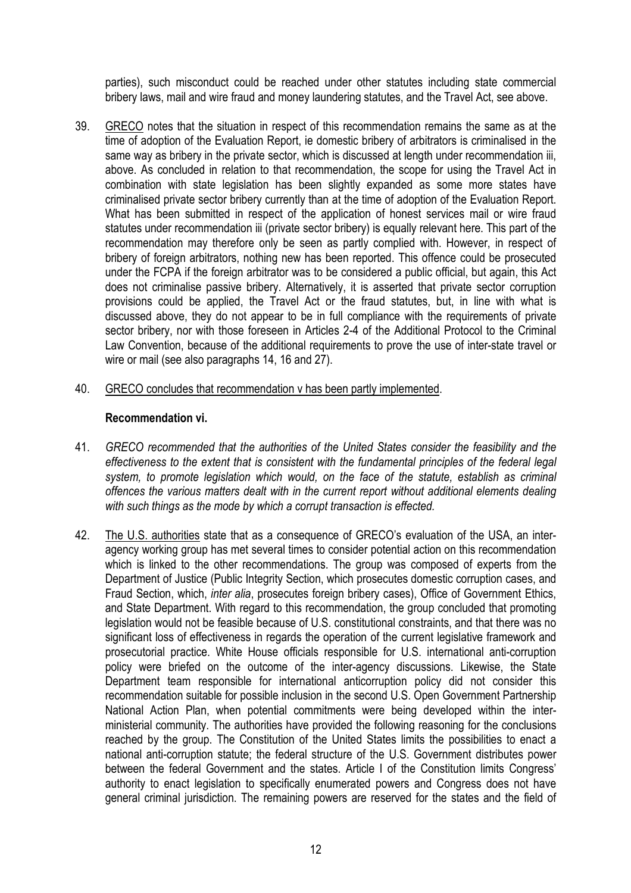parties), such misconduct could be reached under other statutes including state commercial bribery laws, mail and wire fraud and money laundering statutes, and the Travel Act, see above.

39. GRECO notes that the situation in respect of this recommendation remains the same as at the time of adoption of the Evaluation Report, ie domestic bribery of arbitrators is criminalised in the same way as bribery in the private sector, which is discussed at length under recommendation iii, above. As concluded in relation to that recommendation, the scope for using the Travel Act in combination with state legislation has been slightly expanded as some more states have criminalised private sector bribery currently than at the time of adoption of the Evaluation Report. What has been submitted in respect of the application of honest services mail or wire fraud statutes under recommendation iii (private sector bribery) is equally relevant here. This part of the recommendation may therefore only be seen as partly complied with. However, in respect of bribery of foreign arbitrators, nothing new has been reported. This offence could be prosecuted under the FCPA if the foreign arbitrator was to be considered a public official, but again, this Act does not criminalise passive bribery. Alternatively, it is asserted that private sector corruption provisions could be applied, the Travel Act or the fraud statutes, but, in line with what is discussed above, they do not appear to be in full compliance with the requirements of private sector bribery, nor with those foreseen in Articles 2-4 of the Additional Protocol to the Criminal Law Convention, because of the additional requirements to prove the use of inter-state travel or wire or mail (see also paragraphs 14, 16 and 27).

40. GRECO concludes that recommendation v has been partly implemented.

**Recommendation vi.**

41. *GRECO recommended that the authorities of the United States consider the feasibility and the effectiveness to the extent that is consistent with the fundamental principles of the federal legal system, to promote legislation which would, on the face of the statute, establish as criminal offences the various matters dealt with in the current report without additional elements dealing with such things as the mode by which a corrupt transaction is effected.*

42. The U.S. authorities state that as a consequence of GRECO's evaluation of the USA, an inter-agency working group has met several times to consider potential action on this recommendation which is linked to the other recommendations. The group was composed of experts from the Department of Justice (Public Integrity Section, which prosecutes domestic corruption cases, and Fraud Section, which, *inter alia*, prosecutes foreign bribery cases), Office of Government Ethics, and State Department. With regard to this recommendation, the group concluded that promoting legislation would not be feasible because of U.S. constitutional constraints, and that there was no significant loss of effectiveness in regards the operation of the current legislative framework and prosecutorial practice. White House officials responsible for U.S. international anti-corruption policy were briefed on the outcome of the inter-agency discussions. Likewise, the State Department team responsible for international anticorruption policy did not consider this recommendation suitable for possible inclusion in the second U.S. Open Government Partnership National Action Plan, when potential commitments were being developed within the inter-ministerial community. The authorities have provided the following reasoning for the conclusions reached by the group. The Constitution of the United States limits the possibilities to enact a national anti-corruption statute; the federal structure of the U.S. Government distributes power between the federal Government and the states. Article I of the Constitution limits Congress' authority to enact legislation to specifically enumerated powers and Congress does not have general criminal jurisdiction. The remaining powers are reserved for the states and the field of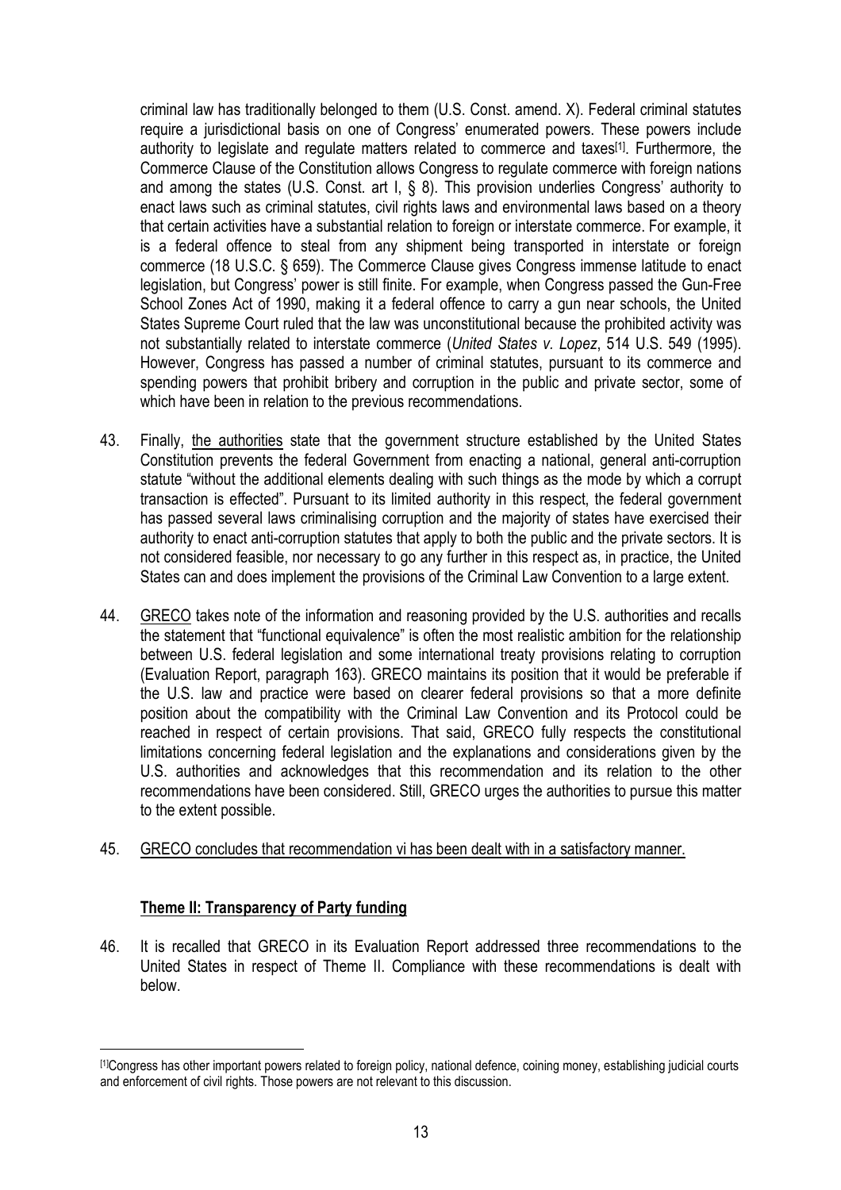criminal law has traditionally belonged to them (U.S. Const. amend. X). Federal criminal statutes require a jurisdictional basis on one of Congress' enumerated powers. These powers include authority to legislate and regulate matters related to commerce and taxes[1]. Furthermore, the Commerce Clause of the Constitution allows Congress to regulate commerce with foreign nations and among the states (U.S. Const. art I, § 8). This provision underlies Congress' authority to enact laws such as criminal statutes, civil rights laws and environmental laws based on a theory that certain activities have a substantial relation to foreign or interstate commerce. For example, it is a federal offence to steal from any shipment being transported in interstate or foreign commerce (18 U.S.C. § 659). The Commerce Clause gives Congress immense latitude to enact legislation, but Congress' power is still finite. For example, when Congress passed the Gun-Free School Zones Act of 1990, making it a federal offence to carry a gun near schools, the United States Supreme Court ruled that the law was unconstitutional because the prohibited activity was not substantially related to interstate commerce (*United States v. Lopez*, 514 U.S. 549 (1995). However, Congress has passed a number of criminal statutes, pursuant to its commerce and spending powers that prohibit bribery and corruption in the public and private sector, some of which have been in relation to the previous recommendations.

43. Finally, <u>the authorities</u> state that the government structure established by the United States Constitution prevents the federal Government from enacting a national, general anti-corruption statute "without the additional elements dealing with such things as the mode by which a corrupt transaction is effected". Pursuant to its limited authority in this respect, the federal government has passed several laws criminalising corruption and the majority of states have exercised their authority to enact anti-corruption statutes that apply to both the public and the private sectors. It is not considered feasible, nor necessary to go any further in this respect as, in practice, the United States can and does implement the provisions of the Criminal Law Convention to a large extent.

44. <u>GRECO</u> takes note of the information and reasoning provided by the U.S. authorities and recalls the statement that "functional equivalence" is often the most realistic ambition for the relationship between U.S. federal legislation and some international treaty provisions relating to corruption (Evaluation Report, paragraph 163). GRECO maintains its position that it would be preferable if the U.S. law and practice were based on clearer federal provisions so that a more definite position about the compatibility with the Criminal Law Convention and its Protocol could be reached in respect of certain provisions. That said, GRECO fully respects the constitutional limitations concerning federal legislation and the explanations and considerations given by the U.S. authorities and acknowledges that this recommendation and its relation to the other recommendations have been considered. Still, GRECO urges the authorities to pursue this matter to the extent possible.

45. <u>GRECO concludes that recommendation vi has been dealt with in a satisfactory manner.</u>

## Theme II: Transparency of Party funding

46. It is recalled that GRECO in its Evaluation Report addressed three recommendations to the United States in respect of Theme II. Compliance with these recommendations is dealt with below.

---

[1] Congress has other important powers related to foreign policy, national defence, coining money, establishing judicial courts and enforcement of civil rights. Those powers are not relevant to this discussion.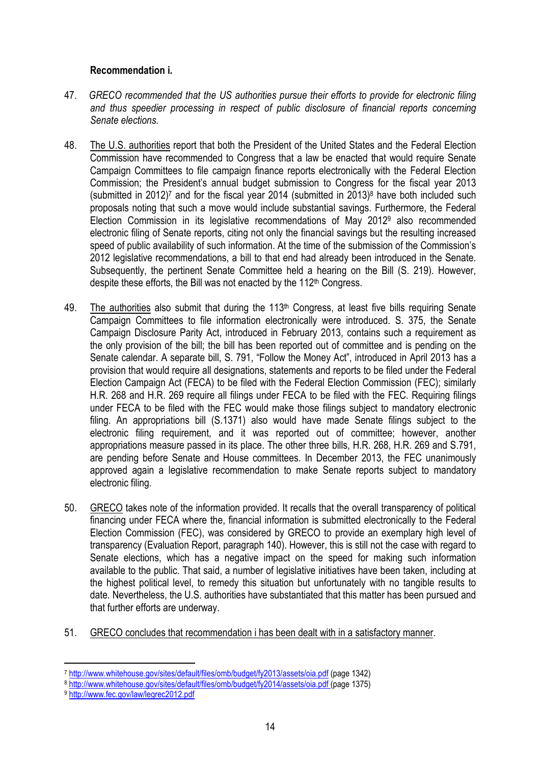**Recommendation i.**

47. *GRECO recommended that the US authorities pursue their efforts to provide for electronic filing and thus speedier processing in respect of public disclosure of financial reports concerning Senate elections.*

48. The U.S. authorities report that both the President of the United States and the Federal Election Commission have recommended to Congress that a law be enacted that would require Senate Campaign Committees to file campaign finance reports electronically with the Federal Election Commission; the President's annual budget submission to Congress for the fiscal year 2013 (submitted in 2012)[7] and for the fiscal year 2014 (submitted in 2013)[8] have both included such proposals noting that such a move would include substantial savings. Furthermore, the Federal Election Commission in its legislative recommendations of May 2012[9] also recommended electronic filing of Senate reports, citing not only the financial savings but the resulting increased speed of public availability of such information. At the time of the submission of the Commission's 2012 legislative recommendations, a bill to that end had already been introduced in the Senate. Subsequently, the pertinent Senate Committee held a hearing on the Bill (S. 219). However, despite these efforts, the Bill was not enacted by the 112th Congress.

49. The authorities also submit that during the 113th Congress, at least five bills requiring Senate Campaign Committees to file information electronically were introduced. S. 375, the Senate Campaign Disclosure Parity Act, introduced in February 2013, contains such a requirement as the only provision of the bill; the bill has been reported out of committee and is pending on the Senate calendar. A separate bill, S. 791, "Follow the Money Act", introduced in April 2013 has a provision that would require all designations, statements and reports to be filed under the Federal Election Campaign Act (FECA) to be filed with the Federal Election Commission (FEC); similarly H.R. 268 and H.R. 269 require all filings under FECA to be filed with the FEC. Requiring filings under FECA to be filed with the FEC would make those filings subject to mandatory electronic filing. An appropriations bill (S.1371) also would have made Senate filings subject to the electronic filing requirement, and it was reported out of committee; however, another appropriations measure passed in its place. The other three bills, H.R. 268, H.R. 269 and S.791, are pending before Senate and House committees. In December 2013, the FEC unanimously approved again a legislative recommendation to make Senate reports subject to mandatory electronic filing.

50. GRECO takes note of the information provided. It recalls that the overall transparency of political financing under FECA where the, financial information is submitted electronically to the Federal Election Commission (FEC), was considered by GRECO to provide an exemplary high level of transparency (Evaluation Report, paragraph 140). However, this is still not the case with regard to Senate elections, which has a negative impact on the speed for making such information available to the public. That said, a number of legislative initiatives have been taken, including at the highest political level, to remedy this situation but unfortunately with no tangible results to date. Nevertheless, the U.S. authorities have substantiated that this matter has been pursued and that further efforts are underway.

51. GRECO concludes that recommendation i has been dealt with in a satisfactory manner.

---

[7] http://www.whitehouse.gov/sites/default/files/omb/budget/fy2013/assets/oia.pdf (page 1342)

[8] http://www.whitehouse.gov/sites/default/files/omb/budget/fy2014/assets/oia.pdf (page 1375)

[9] http://www.fec.gov/law/legrec2012.pdf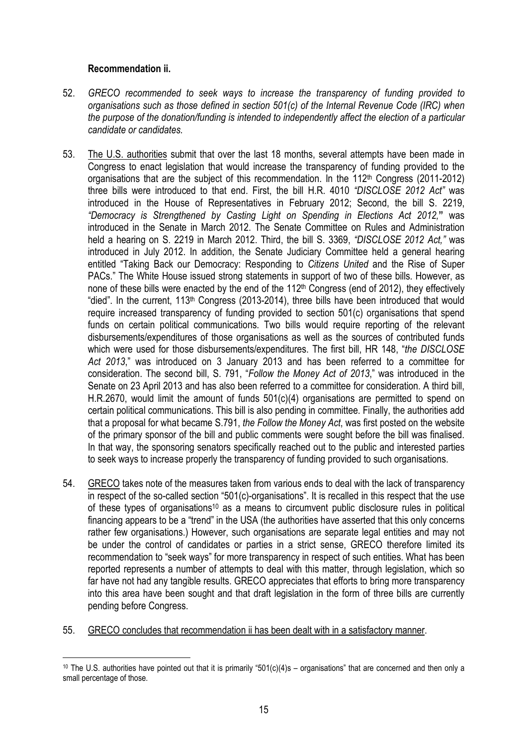**Recommendation ii.**

52. *GRECO recommended to seek ways to increase the transparency of funding provided to organisations such as those defined in section 501(c) of the Internal Revenue Code (IRC) when the purpose of the donation/funding is intended to independently affect the election of a particular candidate or candidates.*

53. The U.S. authorities submit that over the last 18 months, several attempts have been made in Congress to enact legislation that would increase the transparency of funding provided to the organisations that are the subject of this recommendation. In the 112th Congress (2011-2012) three bills were introduced to that end. First, the bill H.R. 4010 *"DISCLOSE 2012 Act"* was introduced in the House of Representatives in February 2012; Second, the bill S. 2219, *"Democracy is Strengthened by Casting Light on Spending in Elections Act 2012,"* was introduced in the Senate in March 2012. The Senate Committee on Rules and Administration held a hearing on S. 2219 in March 2012. Third, the bill S. 3369, *"DISCLOSE 2012 Act,"* was introduced in July 2012. In addition, the Senate Judiciary Committee held a general hearing entitled "Taking Back our Democracy: Responding to *Citizens United* and the Rise of Super PACs." The White House issued strong statements in support of two of these bills. However, as none of these bills were enacted by the end of the 112th Congress (end of 2012), they effectively "died". In the current, 113th Congress (2013-2014), three bills have been introduced that would require increased transparency of funding provided to section 501(c) organisations that spend funds on certain political communications. Two bills would require reporting of the relevant disbursements/expenditures of those organisations as well as the sources of contributed funds which were used for those disbursements/expenditures. The first bill, HR 148, "*the DISCLOSE Act 2013*," was introduced on 3 January 2013 and has been referred to a committee for consideration. The second bill, S. 791, "*Follow the Money Act of 2013*," was introduced in the Senate on 23 April 2013 and has also been referred to a committee for consideration. A third bill, H.R.2670, would limit the amount of funds 501(c)(4) organisations are permitted to spend on certain political communications. This bill is also pending in committee. Finally, the authorities add that a proposal for what became S.791, *the Follow the Money Act*, was first posted on the website of the primary sponsor of the bill and public comments were sought before the bill was finalised. In that way, the sponsoring senators specifically reached out to the public and interested parties to seek ways to increase properly the transparency of funding provided to such organisations.

54. GRECO takes note of the measures taken from various ends to deal with the lack of transparency in respect of the so-called section "501(c)-organisations". It is recalled in this respect that the use of these types of organisations[10] as a means to circumvent public disclosure rules in political financing appears to be a "trend" in the USA (the authorities have asserted that this only concerns rather few organisations.) However, such organisations are separate legal entities and may not be under the control of candidates or parties in a strict sense, GRECO therefore limited its recommendation to "seek ways" for more transparency in respect of such entities. What has been reported represents a number of attempts to deal with this matter, through legislation, which so far have not had any tangible results. GRECO appreciates that efforts to bring more transparency into this area have been sought and that draft legislation in the form of three bills are currently pending before Congress.

55. GRECO concludes that recommendation ii has been dealt with in a satisfactory manner.

---

[10] The U.S. authorities have pointed out that it is primarily "501(c)(4)s – organisations" that are concerned and then only a small percentage of those.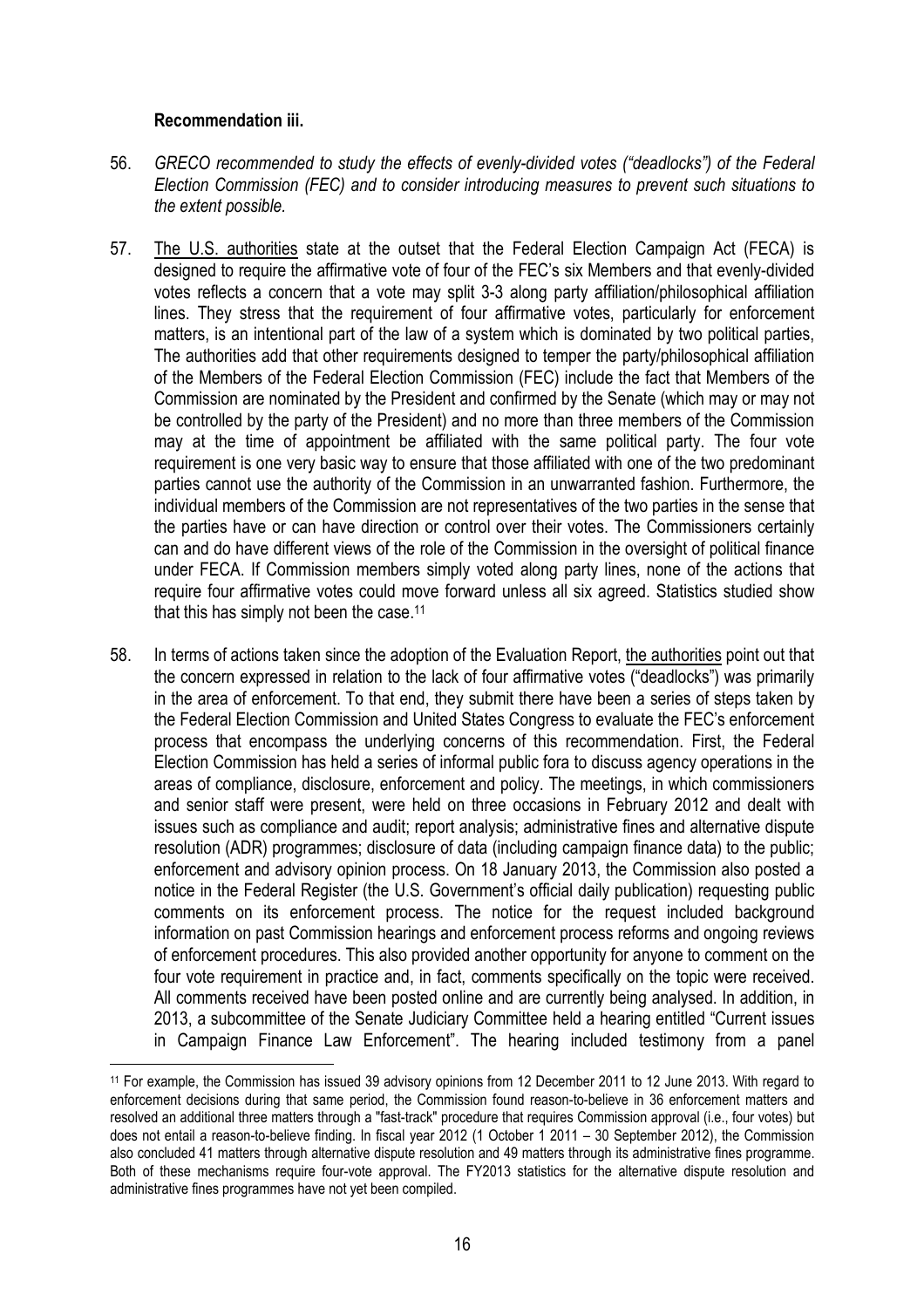**Recommendation iii.**

56. *GRECO recommended to study the effects of evenly-divided votes ("deadlocks") of the Federal Election Commission (FEC) and to consider introducing measures to prevent such situations to the extent possible.*

57. The U.S. authorities state at the outset that the Federal Election Campaign Act (FECA) is designed to require the affirmative vote of four of the FEC's six Members and that evenly-divided votes reflects a concern that a vote may split 3-3 along party affiliation/philosophical affiliation lines. They stress that the requirement of four affirmative votes, particularly for enforcement matters, is an intentional part of the law of a system which is dominated by two political parties, The authorities add that other requirements designed to temper the party/philosophical affiliation of the Members of the Federal Election Commission (FEC) include the fact that Members of the Commission are nominated by the President and confirmed by the Senate (which may or may not be controlled by the party of the President) and no more than three members of the Commission may at the time of appointment be affiliated with the same political party. The four vote requirement is one very basic way to ensure that those affiliated with one of the two predominant parties cannot use the authority of the Commission in an unwarranted fashion. Furthermore, the individual members of the Commission are not representatives of the two parties in the sense that the parties have or can have direction or control over their votes. The Commissioners certainly can and do have different views of the role of the Commission in the oversight of political finance under FECA. If Commission members simply voted along party lines, none of the actions that require four affirmative votes could move forward unless all six agreed. Statistics studied show that this has simply not been the case.[11]

58. In terms of actions taken since the adoption of the Evaluation Report, the authorities point out that the concern expressed in relation to the lack of four affirmative votes ("deadlocks") was primarily in the area of enforcement. To that end, they submit there have been a series of steps taken by the Federal Election Commission and United States Congress to evaluate the FEC's enforcement process that encompass the underlying concerns of this recommendation. First, the Federal Election Commission has held a series of informal public fora to discuss agency operations in the areas of compliance, disclosure, enforcement and policy. The meetings, in which commissioners and senior staff were present, were held on three occasions in February 2012 and dealt with issues such as compliance and audit; report analysis; administrative fines and alternative dispute resolution (ADR) programmes; disclosure of data (including campaign finance data) to the public; enforcement and advisory opinion process. On 18 January 2013, the Commission also posted a notice in the Federal Register (the U.S. Government's official daily publication) requesting public comments on its enforcement process. The notice for the request included background information on past Commission hearings and enforcement process reforms and ongoing reviews of enforcement procedures. This also provided another opportunity for anyone to comment on the four vote requirement in practice and, in fact, comments specifically on the topic were received. All comments received have been posted online and are currently being analysed. In addition, in 2013, a subcommittee of the Senate Judiciary Committee held a hearing entitled "Current issues in Campaign Finance Law Enforcement". The hearing included testimony from a panel

---

[11] For example, the Commission has issued 39 advisory opinions from 12 December 2011 to 12 June 2013. With regard to enforcement decisions during that same period, the Commission found reason-to-believe in 36 enforcement matters and resolved an additional three matters through a "fast-track" procedure that requires Commission approval (i.e., four votes) but does not entail a reason-to-believe finding. In fiscal year 2012 (1 October 1 2011 – 30 September 2012), the Commission also concluded 41 matters through alternative dispute resolution and 49 matters through its administrative fines programme. Both of these mechanisms require four-vote approval. The FY2013 statistics for the alternative dispute resolution and administrative fines programmes have not yet been compiled.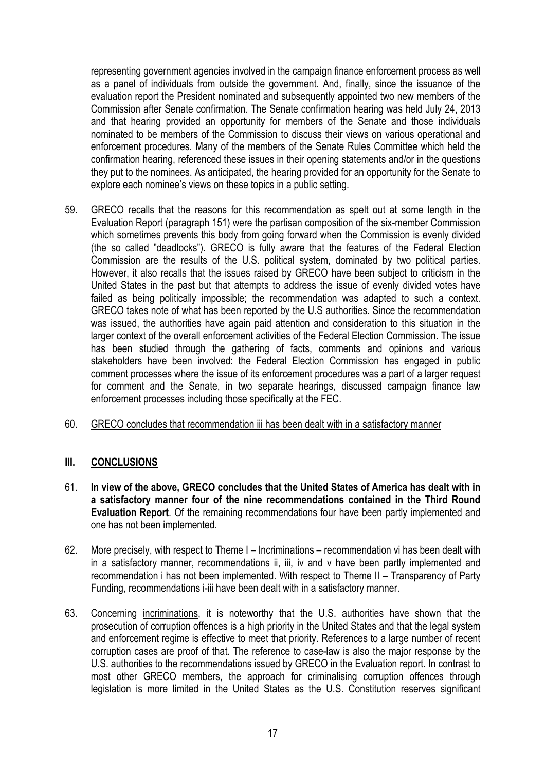representing government agencies involved in the campaign finance enforcement process as well as a panel of individuals from outside the government. And, finally, since the issuance of the evaluation report the President nominated and subsequently appointed two new members of the Commission after Senate confirmation. The Senate confirmation hearing was held July 24, 2013 and that hearing provided an opportunity for members of the Senate and those individuals nominated to be members of the Commission to discuss their views on various operational and enforcement procedures. Many of the members of the Senate Rules Committee which held the confirmation hearing, referenced these issues in their opening statements and/or in the questions they put to the nominees. As anticipated, the hearing provided for an opportunity for the Senate to explore each nominee's views on these topics in a public setting.

59. GRECO recalls that the reasons for this recommendation as spelt out at some length in the Evaluation Report (paragraph 151) were the partisan composition of the six-member Commission which sometimes prevents this body from going forward when the Commission is evenly divided (the so called "deadlocks"). GRECO is fully aware that the features of the Federal Election Commission are the results of the U.S. political system, dominated by two political parties. However, it also recalls that the issues raised by GRECO have been subject to criticism in the United States in the past but that attempts to address the issue of evenly divided votes have failed as being politically impossible; the recommendation was adapted to such a context. GRECO takes note of what has been reported by the U.S authorities. Since the recommendation was issued, the authorities have again paid attention and consideration to this situation in the larger context of the overall enforcement activities of the Federal Election Commission. The issue has been studied through the gathering of facts, comments and opinions and various stakeholders have been involved: the Federal Election Commission has engaged in public comment processes where the issue of its enforcement procedures was a part of a larger request for comment and the Senate, in two separate hearings, discussed campaign finance law enforcement processes including those specifically at the FEC.

60. GRECO concludes that recommendation iii has been dealt with in a satisfactory manner

## III. CONCLUSIONS

61. **In view of the above, GRECO concludes that the United States of America has dealt with in a satisfactory manner four of the nine recommendations contained in the Third Round Evaluation Report**. Of the remaining recommendations four have been partly implemented and one has not been implemented.

62. More precisely, with respect to Theme I – Incriminations – recommendation vi has been dealt with in a satisfactory manner, recommendations ii, iii, iv and v have been partly implemented and recommendation i has not been implemented. With respect to Theme II – Transparency of Party Funding, recommendations i-iii have been dealt with in a satisfactory manner.

63. Concerning incriminations, it is noteworthy that the U.S. authorities have shown that the prosecution of corruption offences is a high priority in the United States and that the legal system and enforcement regime is effective to meet that priority. References to a large number of recent corruption cases are proof of that. The reference to case-law is also the major response by the U.S. authorities to the recommendations issued by GRECO in the Evaluation report. In contrast to most other GRECO members, the approach for criminalising corruption offences through legislation is more limited in the United States as the U.S. Constitution reserves significant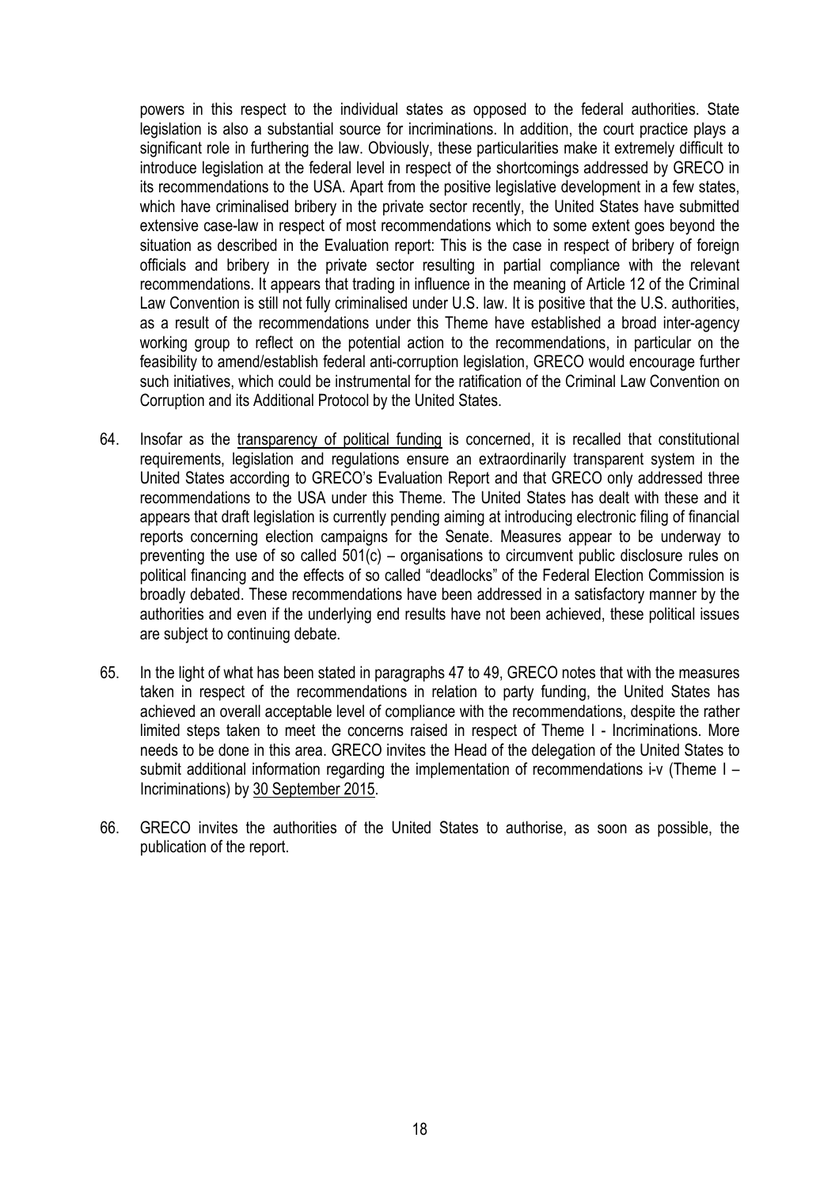powers in this respect to the individual states as opposed to the federal authorities. State legislation is also a substantial source for incriminations. In addition, the court practice plays a significant role in furthering the law. Obviously, these particularities make it extremely difficult to introduce legislation at the federal level in respect of the shortcomings addressed by GRECO in its recommendations to the USA. Apart from the positive legislative development in a few states, which have criminalised bribery in the private sector recently, the United States have submitted extensive case-law in respect of most recommendations which to some extent goes beyond the situation as described in the Evaluation report: This is the case in respect of bribery of foreign officials and bribery in the private sector resulting in partial compliance with the relevant recommendations. It appears that trading in influence in the meaning of Article 12 of the Criminal Law Convention is still not fully criminalised under U.S. law. It is positive that the U.S. authorities, as a result of the recommendations under this Theme have established a broad inter-agency working group to reflect on the potential action to the recommendations, in particular on the feasibility to amend/establish federal anti-corruption legislation, GRECO would encourage further such initiatives, which could be instrumental for the ratification of the Criminal Law Convention on Corruption and its Additional Protocol by the United States.

64. Insofar as the transparency of political funding is concerned, it is recalled that constitutional requirements, legislation and regulations ensure an extraordinarily transparent system in the United States according to GRECO's Evaluation Report and that GRECO only addressed three recommendations to the USA under this Theme. The United States has dealt with these and it appears that draft legislation is currently pending aiming at introducing electronic filing of financial reports concerning election campaigns for the Senate. Measures appear to be underway to preventing the use of so called 501(c) – organisations to circumvent public disclosure rules on political financing and the effects of so called "deadlocks" of the Federal Election Commission is broadly debated. These recommendations have been addressed in a satisfactory manner by the authorities and even if the underlying end results have not been achieved, these political issues are subject to continuing debate.

65. In the light of what has been stated in paragraphs 47 to 49, GRECO notes that with the measures taken in respect of the recommendations in relation to party funding, the United States has achieved an overall acceptable level of compliance with the recommendations, despite the rather limited steps taken to meet the concerns raised in respect of Theme I - Incriminations. More needs to be done in this area. GRECO invites the Head of the delegation of the United States to submit additional information regarding the implementation of recommendations i-v (Theme I – Incriminations) by 30 September 2015.

66. GRECO invites the authorities of the United States to authorise, as soon as possible, the publication of the report.